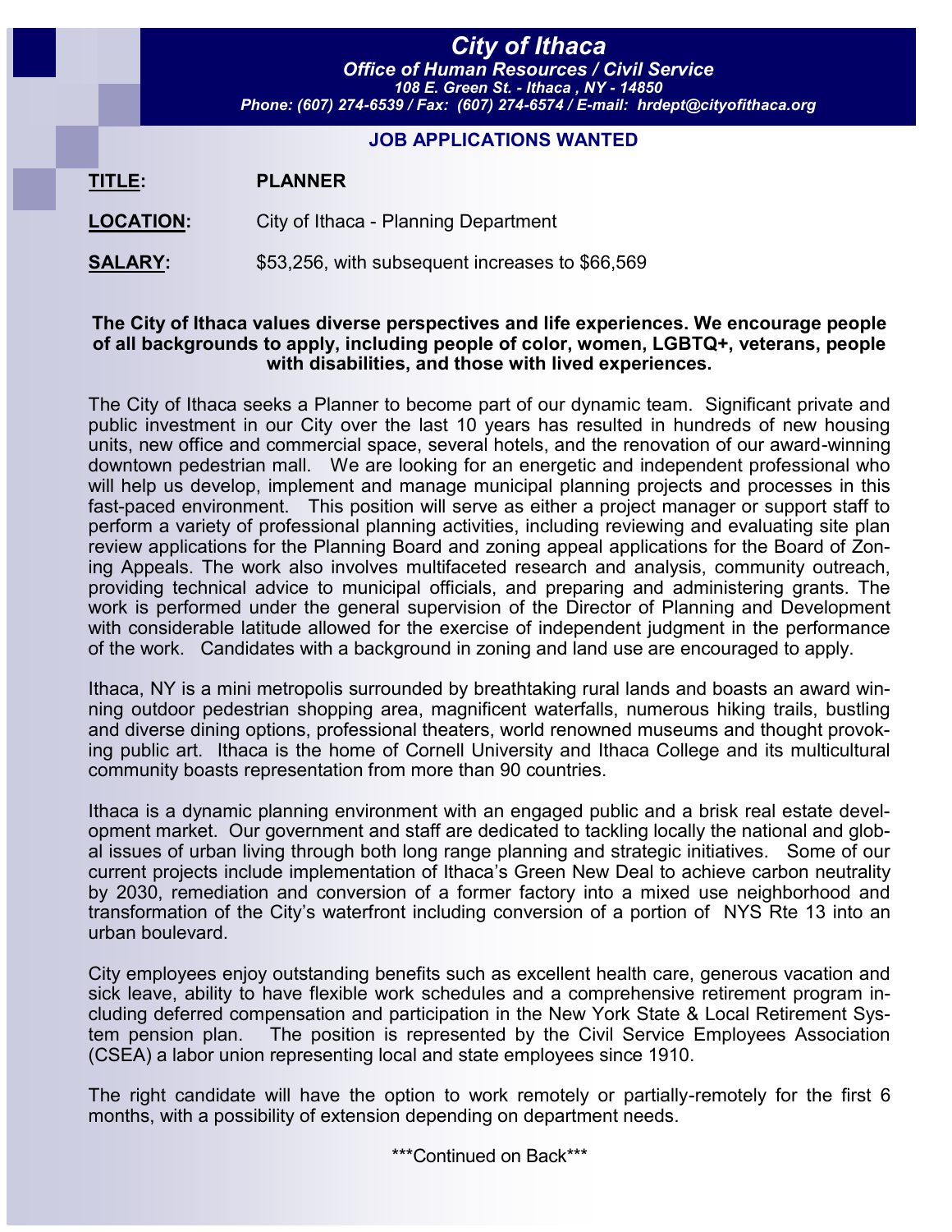# City of Ithaca

***Office of Human Resources / Civil Service***

*108 E. Green St. - Ithaca , NY - 14850*

*Phone: (607) 274-6539 / Fax: (607) 274-6574 / E-mail: hrdept@cityofithaca.org*

## JOB APPLICATIONS WANTED

**TITLE:** **PLANNER**

**LOCATION:** City of Ithaca - Planning Department

**SALARY:** $53,256, with subsequent increases to $66,569

**The City of Ithaca values diverse perspectives and life experiences. We encourage people of all backgrounds to apply, including people of color, women, LGBTQ+, veterans, people with disabilities, and those with lived experiences.**

The City of Ithaca seeks a Planner to become part of our dynamic team. Significant private and public investment in our City over the last 10 years has resulted in hundreds of new housing units, new office and commercial space, several hotels, and the renovation of our award-winning downtown pedestrian mall. We are looking for an energetic and independent professional who will help us develop, implement and manage municipal planning projects and processes in this fast-paced environment. This position will serve as either a project manager or support staff to perform a variety of professional planning activities, including reviewing and evaluating site plan review applications for the Planning Board and zoning appeal applications for the Board of Zoning Appeals. The work also involves multifaceted research and analysis, community outreach, providing technical advice to municipal officials, and preparing and administering grants. The work is performed under the general supervision of the Director of Planning and Development with considerable latitude allowed for the exercise of independent judgment in the performance of the work. Candidates with a background in zoning and land use are encouraged to apply.

Ithaca, NY is a mini metropolis surrounded by breathtaking rural lands and boasts an award winning outdoor pedestrian shopping area, magnificent waterfalls, numerous hiking trails, bustling and diverse dining options, professional theaters, world renowned museums and thought provoking public art. Ithaca is the home of Cornell University and Ithaca College and its multicultural community boasts representation from more than 90 countries.

Ithaca is a dynamic planning environment with an engaged public and a brisk real estate development market. Our government and staff are dedicated to tackling locally the national and global issues of urban living through both long range planning and strategic initiatives. Some of our current projects include implementation of Ithaca's Green New Deal to achieve carbon neutrality by 2030, remediation and conversion of a former factory into a mixed use neighborhood and transformation of the City's waterfront including conversion of a portion of NYS Rte 13 into an urban boulevard.

City employees enjoy outstanding benefits such as excellent health care, generous vacation and sick leave, ability to have flexible work schedules and a comprehensive retirement program including deferred compensation and participation in the New York State & Local Retirement System pension plan. The position is represented by the Civil Service Employees Association (CSEA) a labor union representing local and state employees since 1910.

The right candidate will have the option to work remotely or partially-remotely for the first 6 months, with a possibility of extension depending on department needs.

\*\*\*Continued on Back\*\*\*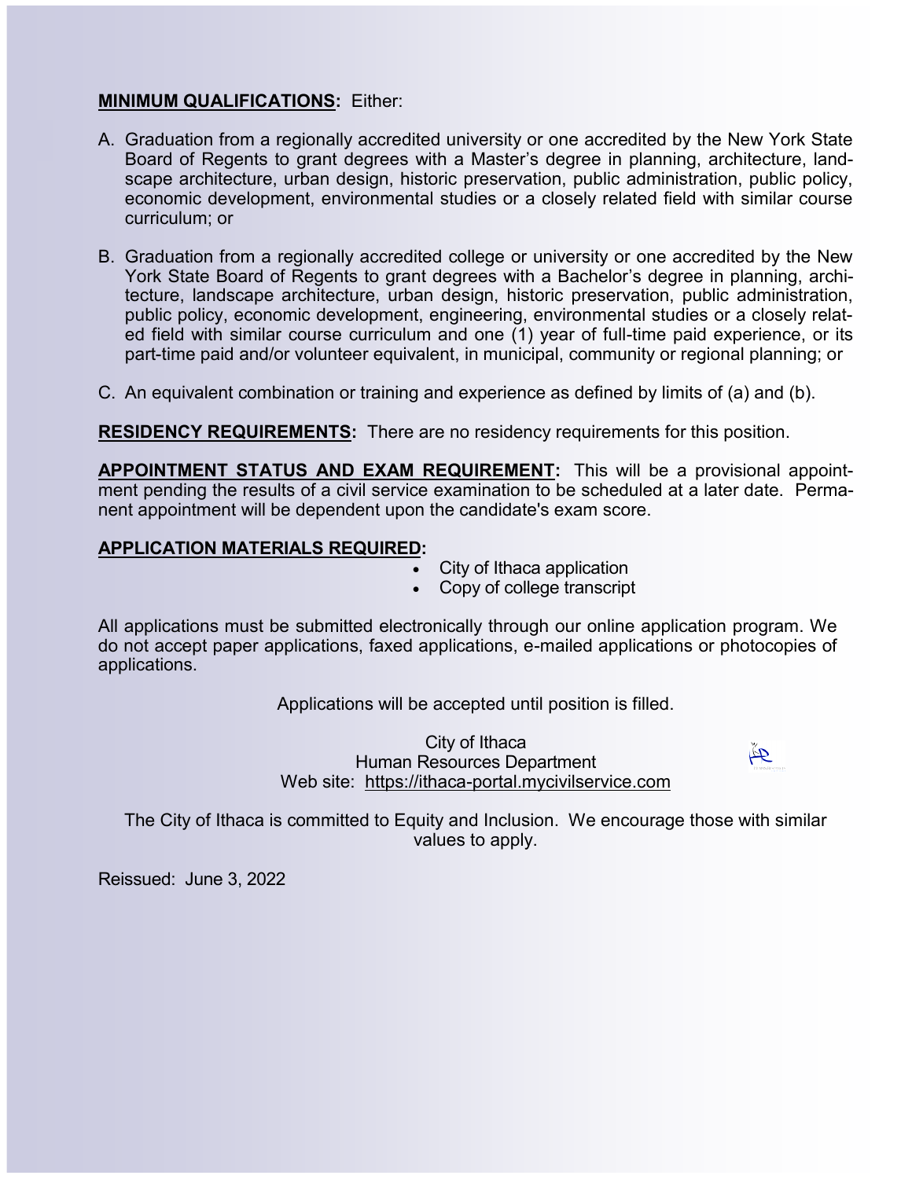**MINIMUM QUALIFICATIONS:** Either:

A. Graduation from a regionally accredited university or one accredited by the New York State Board of Regents to grant degrees with a Master's degree in planning, architecture, landscape architecture, urban design, historic preservation, public administration, public policy, economic development, environmental studies or a closely related field with similar course curriculum; or

B. Graduation from a regionally accredited college or university or one accredited by the New York State Board of Regents to grant degrees with a Bachelor's degree in planning, architecture, landscape architecture, urban design, historic preservation, public administration, public policy, economic development, engineering, environmental studies or a closely related field with similar course curriculum and one (1) year of full-time paid experience, or its part-time paid and/or volunteer equivalent, in municipal, community or regional planning; or

C. An equivalent combination or training and experience as defined by limits of (a) and (b).

**RESIDENCY REQUIREMENTS:** There are no residency requirements for this position.

**APPOINTMENT STATUS AND EXAM REQUIREMENT:** This will be a provisional appointment pending the results of a civil service examination to be scheduled at a later date. Permanent appointment will be dependent upon the candidate's exam score.

**APPLICATION MATERIALS REQUIRED:**

- City of Ithaca application
- Copy of college transcript

All applications must be submitted electronically through our online application program. We do not accept paper applications, faxed applications, e-mailed applications or photocopies of applications.

Applications will be accepted until position is filled.

City of Ithaca
Human Resources Department
Web site: https://ithaca-portal.mycivilservice.com

The City of Ithaca is committed to Equity and Inclusion. We encourage those with similar values to apply.

Reissued: June 3, 2022